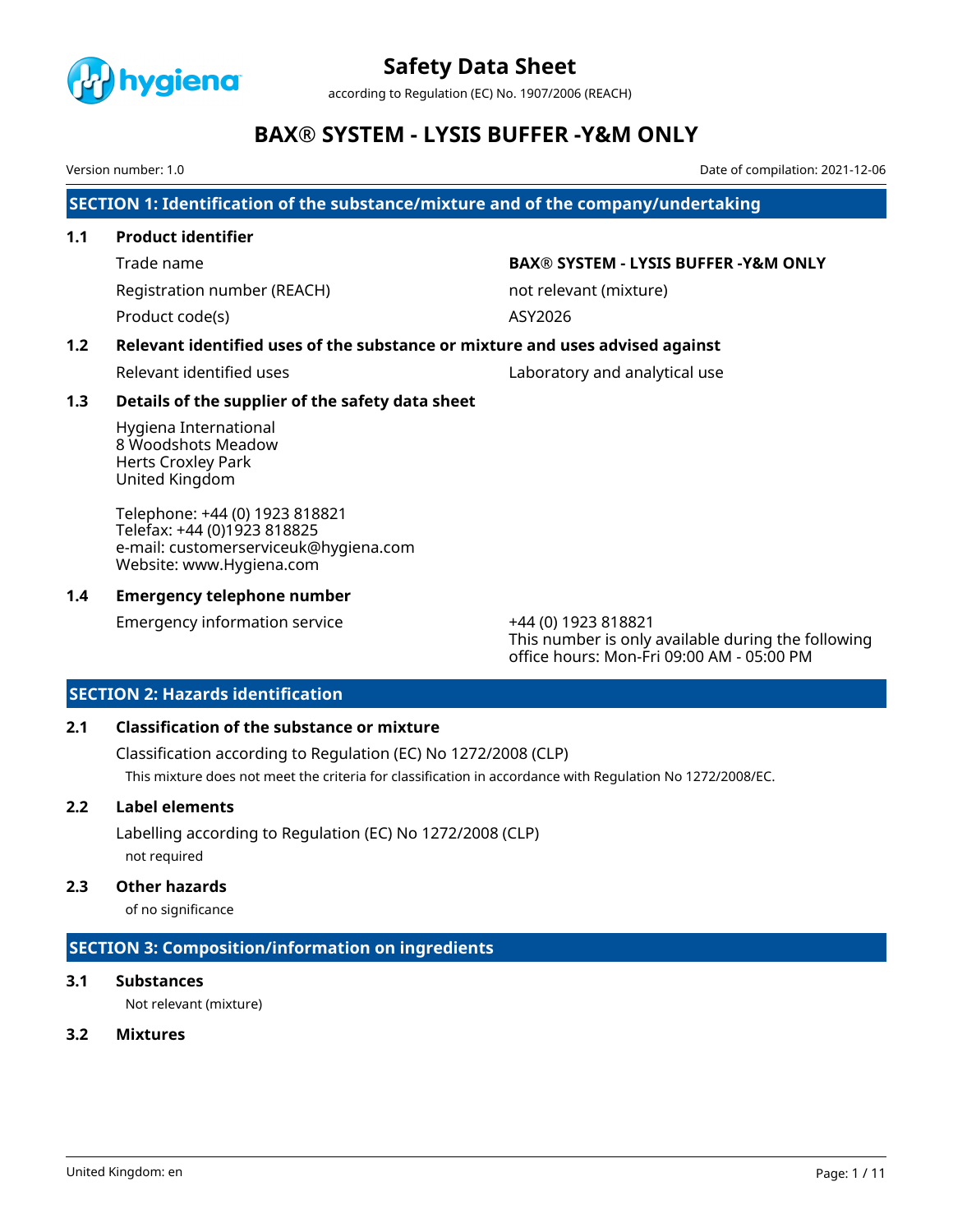# Safety Data Sheet

according to Regulation (EC) No. 1907/2006 (REACH)

# BAX® SYSTEM - LYSIS BUFFER -Y&M ONLY

Version number: 1.0

Date of compilation: 2021-12-06

## SECTION 1: Identification of the substance/mixture and of the company/undertaking

### 1.1 Product identifier

| | |
|---|---|
| Trade name | **BAX® SYSTEM - LYSIS BUFFER -Y&M ONLY** |
| Registration number (REACH) | not relevant (mixture) |
| Product code(s) | ASY2026 |

### 1.2 Relevant identified uses of the substance or mixture and uses advised against

| | |
|---|---|
| Relevant identified uses | Laboratory and analytical use |

### 1.3 Details of the supplier of the safety data sheet

Hygiena International
8 Woodshots Meadow
Herts Croxley Park
United Kingdom

Telephone: +44 (0) 1923 818821
Telefax: +44 (0)1923 818825
e-mail: customerserviceuk@hygiena.com
Website: www.Hygiena.com

### 1.4 Emergency telephone number

| | |
|---|---|
| Emergency information service | +44 (0) 1923 818821<br>This number is only available during the following office hours: Mon-Fri 09:00 AM - 05:00 PM |

## SECTION 2: Hazards identification

### 2.1 Classification of the substance or mixture

Classification according to Regulation (EC) No 1272/2008 (CLP)

This mixture does not meet the criteria for classification in accordance with Regulation No 1272/2008/EC.

### 2.2 Label elements

Labelling according to Regulation (EC) No 1272/2008 (CLP)

not required

### 2.3 Other hazards

of no significance

## SECTION 3: Composition/information on ingredients

### 3.1 Substances

Not relevant (mixture)

### 3.2 Mixtures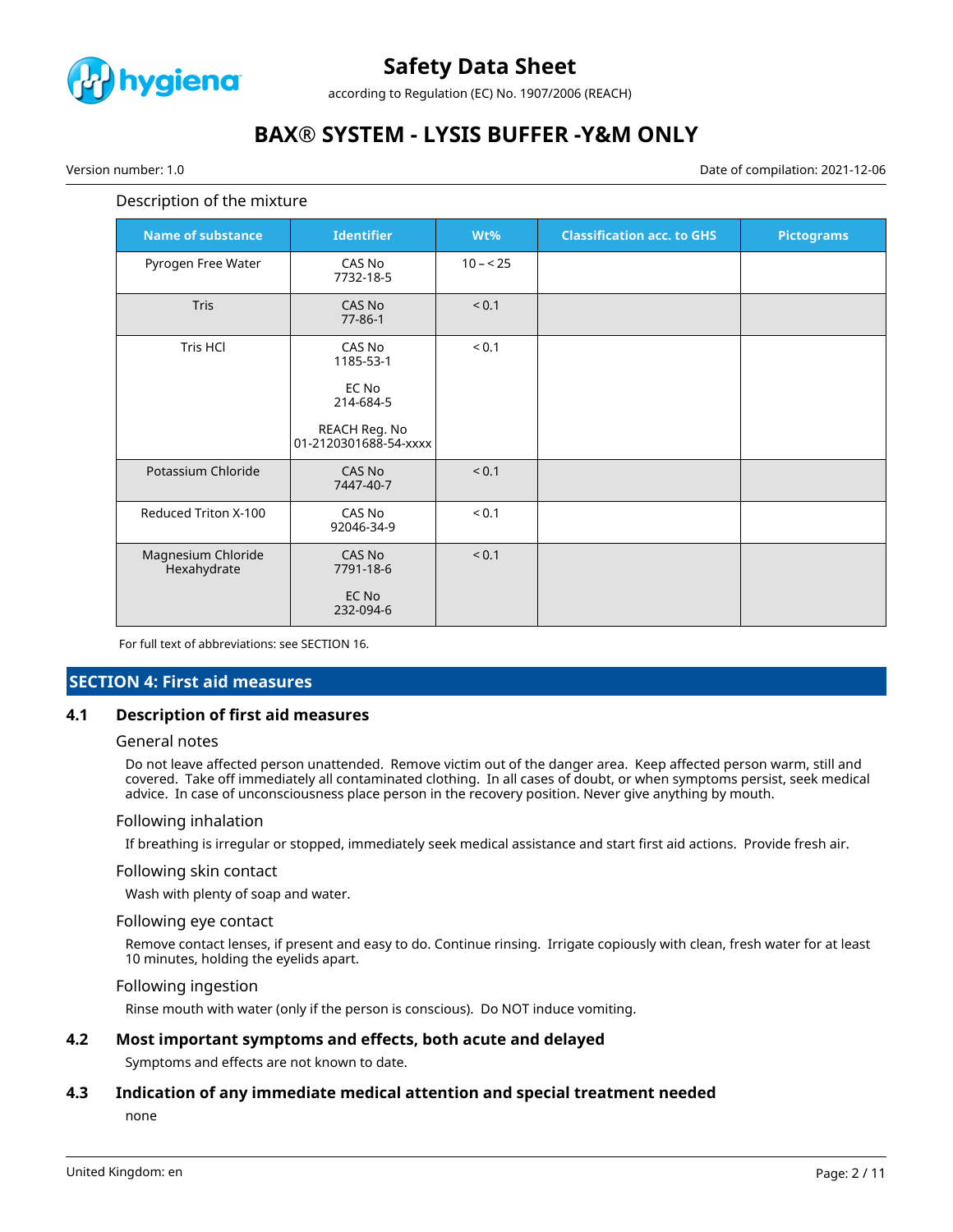Description of the mixture

| Name of substance | Identifier | Wt% | Classification acc. to GHS | Pictograms |
|---|---|---|---|---|
| Pyrogen Free Water | CAS No 7732-18-5 | 10 – < 25 | | |
| Tris | CAS No 77-86-1 | < 0.1 | | |
| Tris HCl | CAS No 1185-53-1<br><br>EC No 214-684-5<br><br>REACH Reg. No 01-2120301688-54-xxxx | < 0.1 | | |
| Potassium Chloride | CAS No 7447-40-7 | < 0.1 | | |
| Reduced Triton X-100 | CAS No 92046-34-9 | < 0.1 | | |
| Magnesium Chloride Hexahydrate | CAS No 7791-18-6<br><br>EC No 232-094-6 | < 0.1 | | |

For full text of abbreviations: see SECTION 16.

## SECTION 4: First aid measures

### 4.1 Description of first aid measures

General notes

Do not leave affected person unattended. Remove victim out of the danger area. Keep affected person warm, still and covered. Take off immediately all contaminated clothing. In all cases of doubt, or when symptoms persist, seek medical advice. In case of unconsciousness place person in the recovery position. Never give anything by mouth.

Following inhalation

If breathing is irregular or stopped, immediately seek medical assistance and start first aid actions. Provide fresh air.

Following skin contact

Wash with plenty of soap and water.

Following eye contact

Remove contact lenses, if present and easy to do. Continue rinsing. Irrigate copiously with clean, fresh water for at least 10 minutes, holding the eyelids apart.

Following ingestion

Rinse mouth with water (only if the person is conscious). Do NOT induce vomiting.

### 4.2 Most important symptoms and effects, both acute and delayed

Symptoms and effects are not known to date.

### 4.3 Indication of any immediate medical attention and special treatment needed

none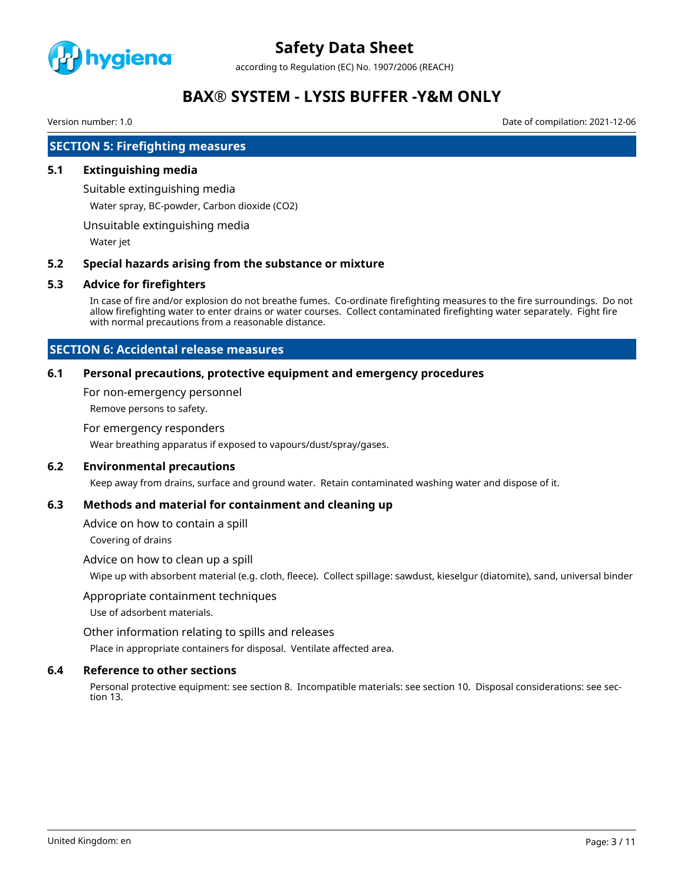## SECTION 5: Firefighting measures

### 5.1 Extinguishing media

Suitable extinguishing media

Water spray, BC-powder, Carbon dioxide ($CO_2$)

Unsuitable extinguishing media

Water jet

### 5.2 Special hazards arising from the substance or mixture

### 5.3 Advice for firefighters

In case of fire and/or explosion do not breathe fumes. Co-ordinate firefighting measures to the fire surroundings. Do not allow firefighting water to enter drains or water courses. Collect contaminated firefighting water separately. Fight fire with normal precautions from a reasonable distance.

## SECTION 6: Accidental release measures

### 6.1 Personal precautions, protective equipment and emergency procedures

For non-emergency personnel

Remove persons to safety.

For emergency responders

Wear breathing apparatus if exposed to vapours/dust/spray/gases.

### 6.2 Environmental precautions

Keep away from drains, surface and ground water. Retain contaminated washing water and dispose of it.

### 6.3 Methods and material for containment and cleaning up

Advice on how to contain a spill

Covering of drains

Advice on how to clean up a spill

Wipe up with absorbent material (e.g. cloth, fleece). Collect spillage: sawdust, kieselgur (diatomite), sand, universal binder

Appropriate containment techniques

Use of adsorbent materials.

Other information relating to spills and releases

Place in appropriate containers for disposal. Ventilate affected area.

### 6.4 Reference to other sections

Personal protective equipment: see section 8. Incompatible materials: see section 10. Disposal considerations: see section 13.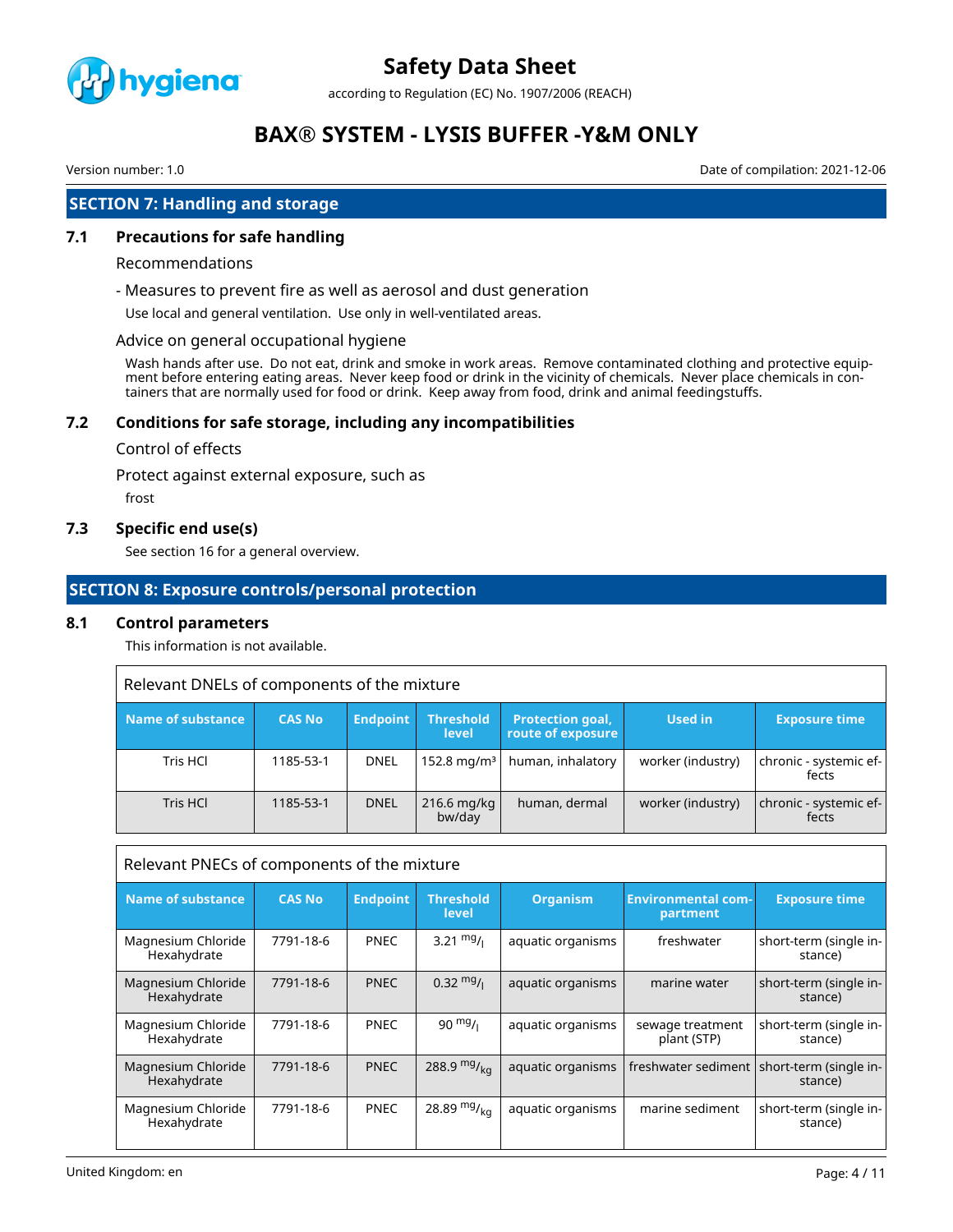## SECTION 7: Handling and storage

### 7.1 Precautions for safe handling

Recommendations

- Measures to prevent fire as well as aerosol and dust generation

Use local and general ventilation. Use only in well-ventilated areas.

Advice on general occupational hygiene

Wash hands after use. Do not eat, drink and smoke in work areas. Remove contaminated clothing and protective equipment before entering eating areas. Never keep food or drink in the vicinity of chemicals. Never place chemicals in containers that are normally used for food or drink. Keep away from food, drink and animal feedingstuffs.

### 7.2 Conditions for safe storage, including any incompatibilities

Control of effects

Protect against external exposure, such as

frost

### 7.3 Specific end use(s)

See section 16 for a general overview.

## SECTION 8: Exposure controls/personal protection

### 8.1 Control parameters

This information is not available.

Relevant DNELs of components of the mixture

| Name of substance | CAS No | Endpoint | Threshold level | Protection goal, route of exposure | Used in | Exposure time |
|---|---|---|---|---|---|---|
| Tris HCl | 1185-53-1 | DNEL | 152.8 mg/m³ | human, inhalatory | worker (industry) | chronic - systemic effects |
| Tris HCl | 1185-53-1 | DNEL | 216.6 mg/kg bw/day | human, dermal | worker (industry) | chronic - systemic effects |

Relevant PNECs of components of the mixture

| Name of substance | CAS No | Endpoint | Threshold level | Organism | Environmental compartment | Exposure time |
|---|---|---|---|---|---|---|
| Magnesium Chloride Hexahydrate | 7791-18-6 | PNEC | 3.21 $^{mg}/_{l}$ | aquatic organisms | freshwater | short-term (single instance) |
| Magnesium Chloride Hexahydrate | 7791-18-6 | PNEC | 0.32 $^{mg}/_{l}$ | aquatic organisms | marine water | short-term (single instance) |
| Magnesium Chloride Hexahydrate | 7791-18-6 | PNEC | 90 $^{mg}/_{l}$ | aquatic organisms | sewage treatment plant (STP) | short-term (single instance) |
| Magnesium Chloride Hexahydrate | 7791-18-6 | PNEC | 288.9 $^{mg}/_{kg}$ | aquatic organisms | freshwater sediment | short-term (single instance) |
| Magnesium Chloride Hexahydrate | 7791-18-6 | PNEC | 28.89 $^{mg}/_{kg}$ | aquatic organisms | marine sediment | short-term (single instance) |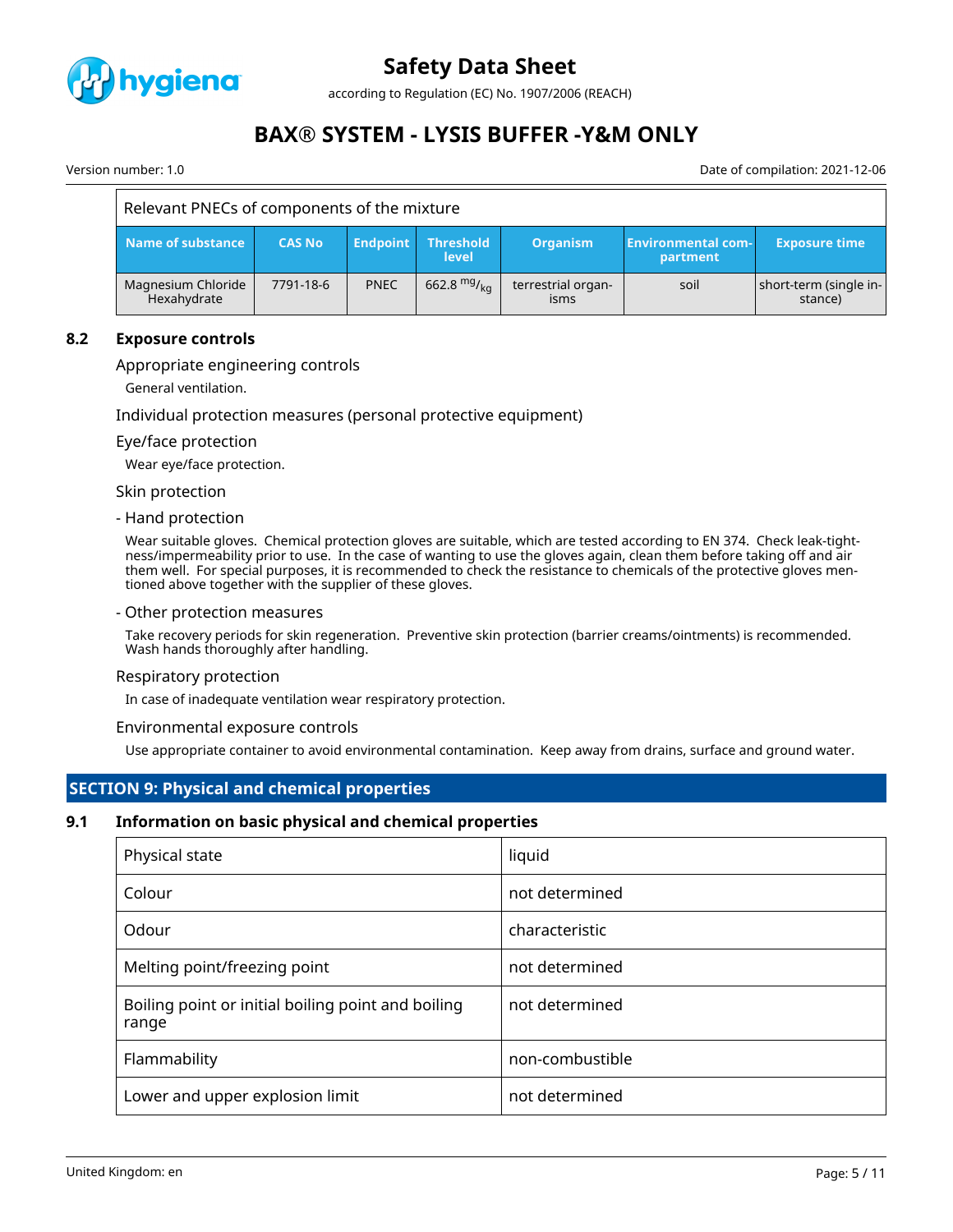| Relevant PNECs of components of the mixture | | | | | | |
|---|---|---|---|---|---|---|
| **Name of substance** | **CAS No** | **Endpoint** | **Threshold level** | **Organism** | **Environmental compartment** | **Exposure time** |
| Magnesium Chloride Hexahydrate | 7791-18-6 | PNEC | 662.8 $^{mg}/_{kg}$ | terrestrial organisms | soil | short-term (single instance) |

### 8.2 Exposure controls

Appropriate engineering controls

General ventilation.

Individual protection measures (personal protective equipment)

Eye/face protection

Wear eye/face protection.

Skin protection

- Hand protection

Wear suitable gloves. Chemical protection gloves are suitable, which are tested according to EN 374. Check leak-tightness/impermeability prior to use. In the case of wanting to use the gloves again, clean them before taking off and air them well. For special purposes, it is recommended to check the resistance to chemicals of the protective gloves mentioned above together with the supplier of these gloves.

- Other protection measures

Take recovery periods for skin regeneration. Preventive skin protection (barrier creams/ointments) is recommended. Wash hands thoroughly after handling.

Respiratory protection

In case of inadequate ventilation wear respiratory protection.

Environmental exposure controls

Use appropriate container to avoid environmental contamination. Keep away from drains, surface and ground water.

## SECTION 9: Physical and chemical properties

### 9.1 Information on basic physical and chemical properties

| Physical state | liquid |
|---|---|
| Colour | not determined |
| Odour | characteristic |
| Melting point/freezing point | not determined |
| Boiling point or initial boiling point and boiling range | not determined |
| Flammability | non-combustible |
| Lower and upper explosion limit | not determined |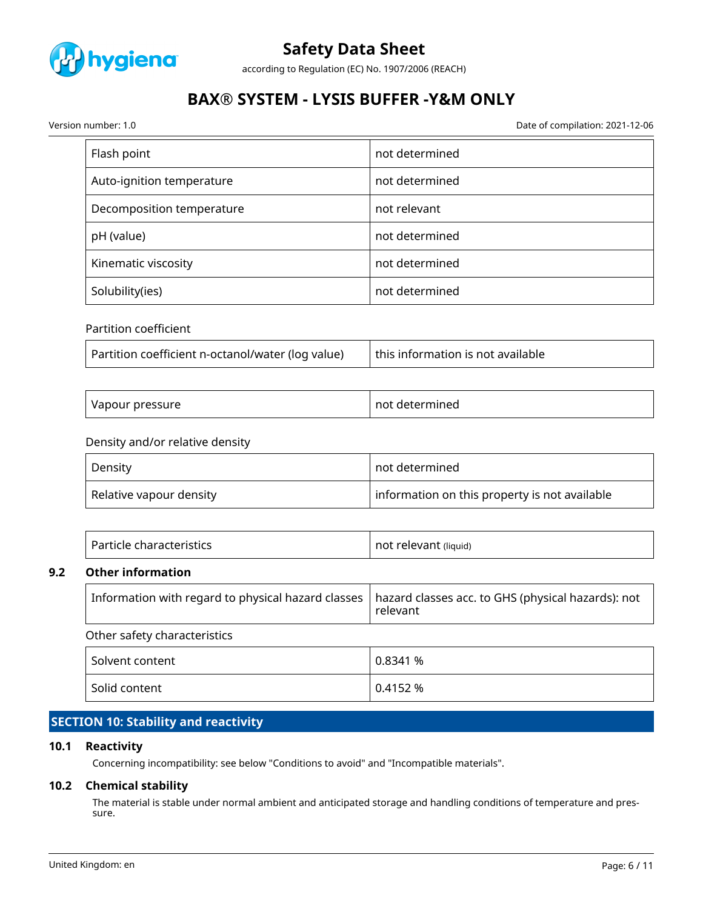| Flash point | not determined |
|---|---|
| Auto-ignition temperature | not determined |
| Decomposition temperature | not relevant |
| pH (value) | not determined |
| Kinematic viscosity | not determined |
| Solubility(ies) | not determined |

Partition coefficient

| Partition coefficient n-octanol/water (log value) | this information is not available |
|---|---|

| Vapour pressure | not determined |
|---|---|

Density and/or relative density

| Density | not determined |
|---|---|
| Relative vapour density | information on this property is not available |

| Particle characteristics | not relevant (liquid) |
|---|---|

### 9.2 Other information

| Information with regard to physical hazard classes | hazard classes acc. to GHS (physical hazards): not relevant |
|---|---|

Other safety characteristics

| Solvent content | 0.8341 % |
|---|---|
| Solid content | 0.4152 % |

## SECTION 10: Stability and reactivity

### 10.1 Reactivity

Concerning incompatibility: see below "Conditions to avoid" and "Incompatible materials".

### 10.2 Chemical stability

The material is stable under normal ambient and anticipated storage and handling conditions of temperature and pressure.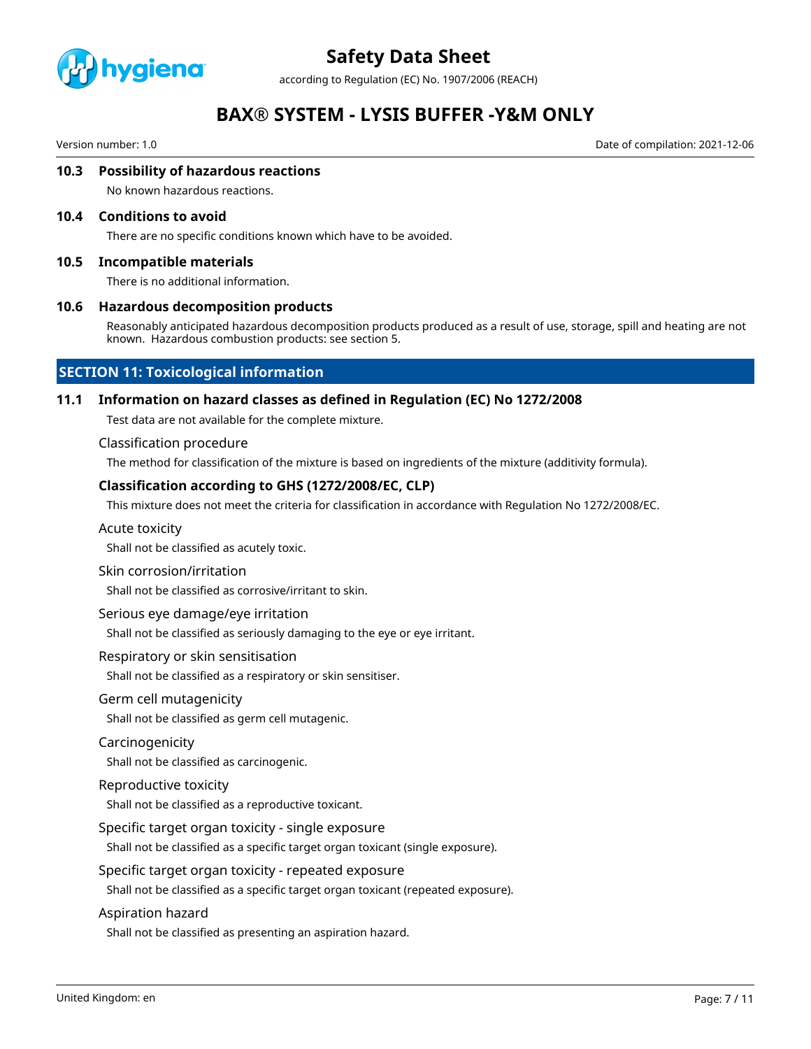### 10.3 Possibility of hazardous reactions

No known hazardous reactions.

### 10.4 Conditions to avoid

There are no specific conditions known which have to be avoided.

### 10.5 Incompatible materials

There is no additional information.

### 10.6 Hazardous decomposition products

Reasonably anticipated hazardous decomposition products produced as a result of use, storage, spill and heating are not known. Hazardous combustion products: see section 5.

## SECTION 11: Toxicological information

### 11.1 Information on hazard classes as defined in Regulation (EC) No 1272/2008

Test data are not available for the complete mixture.

Classification procedure

The method for classification of the mixture is based on ingredients of the mixture (additivity formula).

**Classification according to GHS (1272/2008/EC, CLP)**

This mixture does not meet the criteria for classification in accordance with Regulation No 1272/2008/EC.

Acute toxicity

Shall not be classified as acutely toxic.

Skin corrosion/irritation

Shall not be classified as corrosive/irritant to skin.

Serious eye damage/eye irritation

Shall not be classified as seriously damaging to the eye or eye irritant.

Respiratory or skin sensitisation

Shall not be classified as a respiratory or skin sensitiser.

Germ cell mutagenicity

Shall not be classified as germ cell mutagenic.

Carcinogenicity

Shall not be classified as carcinogenic.

Reproductive toxicity

Shall not be classified as a reproductive toxicant.

Specific target organ toxicity - single exposure

Shall not be classified as a specific target organ toxicant (single exposure).

Specific target organ toxicity - repeated exposure

Shall not be classified as a specific target organ toxicant (repeated exposure).

Aspiration hazard

Shall not be classified as presenting an aspiration hazard.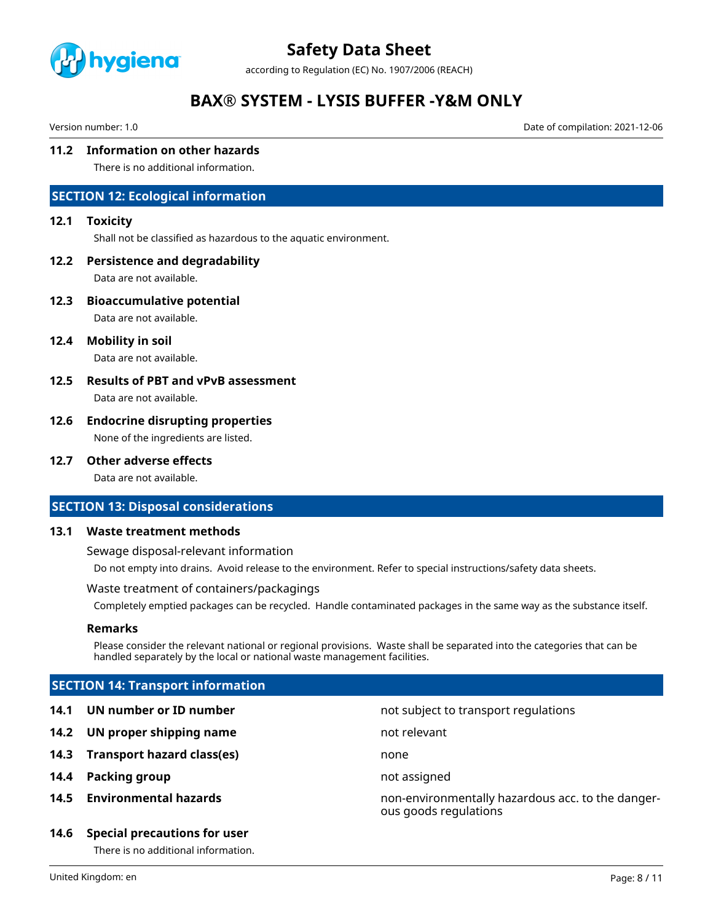### 11.2 Information on other hazards

There is no additional information.

## SECTION 12: Ecological information

### 12.1 Toxicity

Shall not be classified as hazardous to the aquatic environment.

### 12.2 Persistence and degradability

Data are not available.

### 12.3 Bioaccumulative potential

Data are not available.

### 12.4 Mobility in soil

Data are not available.

### 12.5 Results of PBT and vPvB assessment

Data are not available.

### 12.6 Endocrine disrupting properties

None of the ingredients are listed.

### 12.7 Other adverse effects

Data are not available.

## SECTION 13: Disposal considerations

### 13.1 Waste treatment methods

Sewage disposal-relevant information

Do not empty into drains. Avoid release to the environment. Refer to special instructions/safety data sheets.

Waste treatment of containers/packagings

Completely emptied packages can be recycled. Handle contaminated packages in the same way as the substance itself.

**Remarks**

Please consider the relevant national or regional provisions. Waste shall be separated into the categories that can be handled separately by the local or national waste management facilities.

## SECTION 14: Transport information

| | | |
|---|---|---|
| **14.1** | **UN number or ID number** | not subject to transport regulations |
| **14.2** | **UN proper shipping name** | not relevant |
| **14.3** | **Transport hazard class(es)** | none |
| **14.4** | **Packing group** | not assigned |
| **14.5** | **Environmental hazards** | non-environmentally hazardous acc. to the dangerous goods regulations |

### 14.6 Special precautions for user

There is no additional information.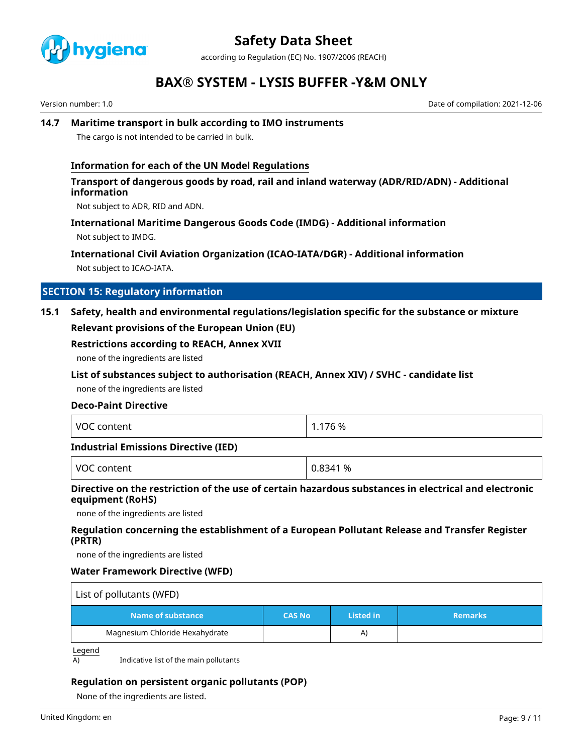### 14.7 Maritime transport in bulk according to IMO instruments

The cargo is not intended to be carried in bulk.

#### Information for each of the UN Model Regulations

#### Transport of dangerous goods by road, rail and inland waterway (ADR/RID/ADN) - Additional information

Not subject to ADR, RID and ADN.

#### International Maritime Dangerous Goods Code (IMDG) - Additional information

Not subject to IMDG.

#### International Civil Aviation Organization (ICAO-IATA/DGR) - Additional information

Not subject to ICAO-IATA.

## SECTION 15: Regulatory information

### 15.1 Safety, health and environmental regulations/legislation specific for the substance or mixture

#### Relevant provisions of the European Union (EU)

#### Restrictions according to REACH, Annex XVII

none of the ingredients are listed

#### List of substances subject to authorisation (REACH, Annex XIV) / SVHC - candidate list

none of the ingredients are listed

#### Deco-Paint Directive

| VOC content | 1.176 % |
|---|---|

#### Industrial Emissions Directive (IED)

| VOC content | 0.8341 % |
|---|---|

#### Directive on the restriction of the use of certain hazardous substances in electrical and electronic equipment (RoHS)

none of the ingredients are listed

#### Regulation concerning the establishment of a European Pollutant Release and Transfer Register (PRTR)

none of the ingredients are listed

#### Water Framework Directive (WFD)

List of pollutants (WFD)

| Name of substance | CAS No | Listed in | Remarks |
|---|---|---|---|
| Magnesium Chloride Hexahydrate | | A) | |

Legend

A) Indicative list of the main pollutants

#### Regulation on persistent organic pollutants (POP)

None of the ingredients are listed.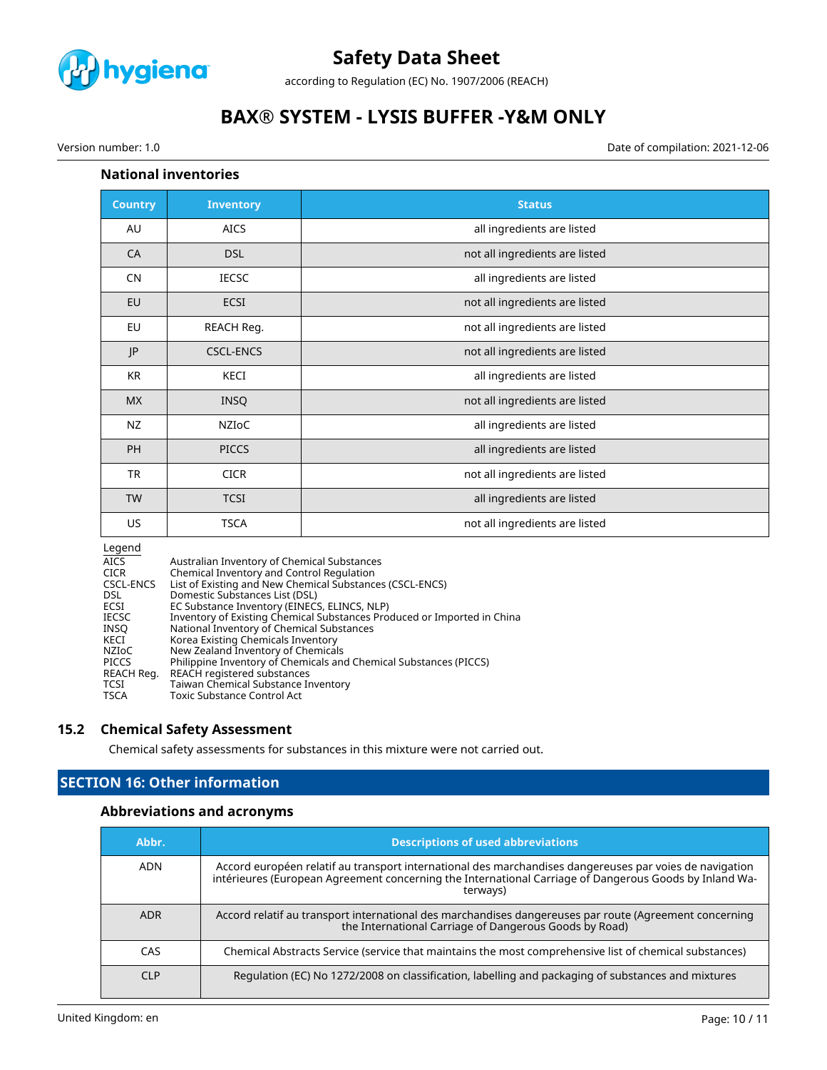### National inventories

| Country | Inventory | Status |
|---|---|---|
| AU | AICS | all ingredients are listed |
| CA | DSL | not all ingredients are listed |
| CN | IECSC | all ingredients are listed |
| EU | ECSI | not all ingredients are listed |
| EU | REACH Reg. | not all ingredients are listed |
| JP | CSCL-ENCS | not all ingredients are listed |
| KR | KECI | all ingredients are listed |
| MX | INSQ | not all ingredients are listed |
| NZ | NZIoC | all ingredients are listed |
| PH | PICCS | all ingredients are listed |
| TR | CICR | not all ingredients are listed |
| TW | TCSI | all ingredients are listed |
| US | TSCA | not all ingredients are listed |

Legend

| | |
|---|---|
| AICS | Australian Inventory of Chemical Substances |
| CICR | Chemical Inventory and Control Regulation |
| CSCL-ENCS | List of Existing and New Chemical Substances (CSCL-ENCS) |
| DSL | Domestic Substances List (DSL) |
| ECSI | EC Substance Inventory (EINECS, ELINCS, NLP) |
| IECSC | Inventory of Existing Chemical Substances Produced or Imported in China |
| INSQ | National Inventory of Chemical Substances |
| KECI | Korea Existing Chemicals Inventory |
| NZIoC | New Zealand Inventory of Chemicals |
| PICCS | Philippine Inventory of Chemicals and Chemical Substances (PICCS) |
| REACH Reg. | REACH registered substances |
| TCSI | Taiwan Chemical Substance Inventory |
| TSCA | Toxic Substance Control Act |

## 15.2 Chemical Safety Assessment

Chemical safety assessments for substances in this mixture were not carried out.

## SECTION 16: Other information

### Abbreviations and acronyms

| Abbr. | Descriptions of used abbreviations |
|---|---|
| ADN | Accord européen relatif au transport international des marchandises dangereuses par voies de navigation intérieures (European Agreement concerning the International Carriage of Dangerous Goods by Inland Waterways) |
| ADR | Accord relatif au transport international des marchandises dangereuses par route (Agreement concerning the International Carriage of Dangerous Goods by Road) |
| CAS | Chemical Abstracts Service (service that maintains the most comprehensive list of chemical substances) |
| CLP | Regulation (EC) No 1272/2008 on classification, labelling and packaging of substances and mixtures |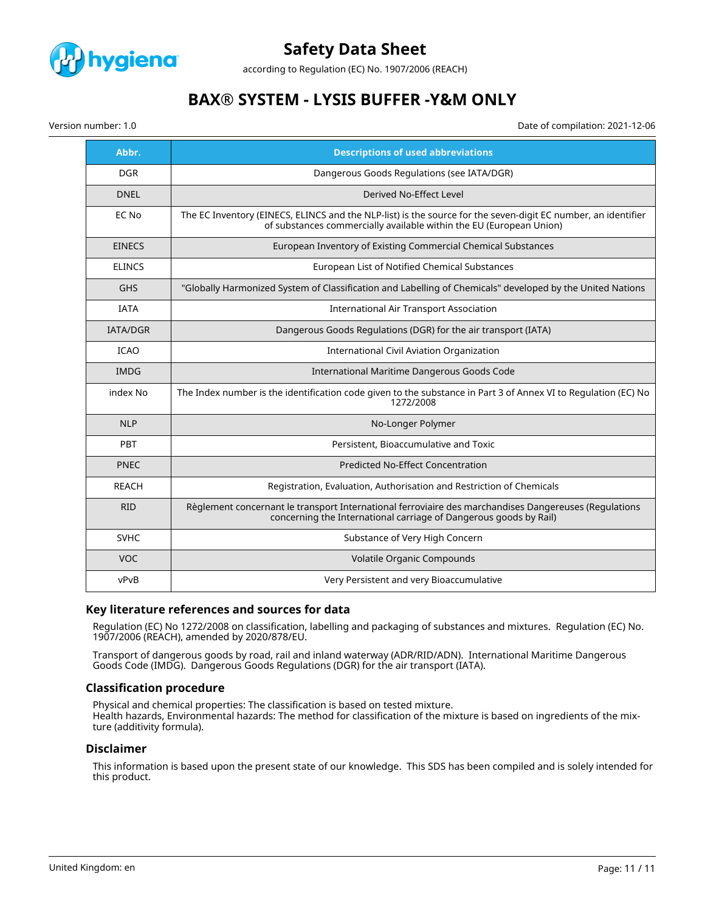| Abbr. | Descriptions of used abbreviations |
|---|---|
| DGR | Dangerous Goods Regulations (see IATA/DGR) |
| DNEL | Derived No-Effect Level |
| EC No | The EC Inventory (EINECS, ELINCS and the NLP-list) is the source for the seven-digit EC number, an identifier of substances commercially available within the EU (European Union) |
| EINECS | European Inventory of Existing Commercial Chemical Substances |
| ELINCS | European List of Notified Chemical Substances |
| GHS | "Globally Harmonized System of Classification and Labelling of Chemicals" developed by the United Nations |
| IATA | International Air Transport Association |
| IATA/DGR | Dangerous Goods Regulations (DGR) for the air transport (IATA) |
| ICAO | International Civil Aviation Organization |
| IMDG | International Maritime Dangerous Goods Code |
| index No | The Index number is the identification code given to the substance in Part 3 of Annex VI to Regulation (EC) No 1272/2008 |
| NLP | No-Longer Polymer |
| PBT | Persistent, Bioaccumulative and Toxic |
| PNEC | Predicted No-Effect Concentration |
| REACH | Registration, Evaluation, Authorisation and Restriction of Chemicals |
| RID | Règlement concernant le transport International ferroviaire des marchandises Dangereuses (Regulations concerning the International carriage of Dangerous goods by Rail) |
| SVHC | Substance of Very High Concern |
| VOC | Volatile Organic Compounds |
| vPvB | Very Persistent and very Bioaccumulative |

### Key literature references and sources for data

Regulation (EC) No 1272/2008 on classification, labelling and packaging of substances and mixtures. Regulation (EC) No. 1907/2006 (REACH), amended by 2020/878/EU.

Transport of dangerous goods by road, rail and inland waterway (ADR/RID/ADN). International Maritime Dangerous Goods Code (IMDG). Dangerous Goods Regulations (DGR) for the air transport (IATA).

### Classification procedure

Physical and chemical properties: The classification is based on tested mixture.
Health hazards, Environmental hazards: The method for classification of the mixture is based on ingredients of the mixture (additivity formula).

### Disclaimer

This information is based upon the present state of our knowledge. This SDS has been compiled and is solely intended for this product.